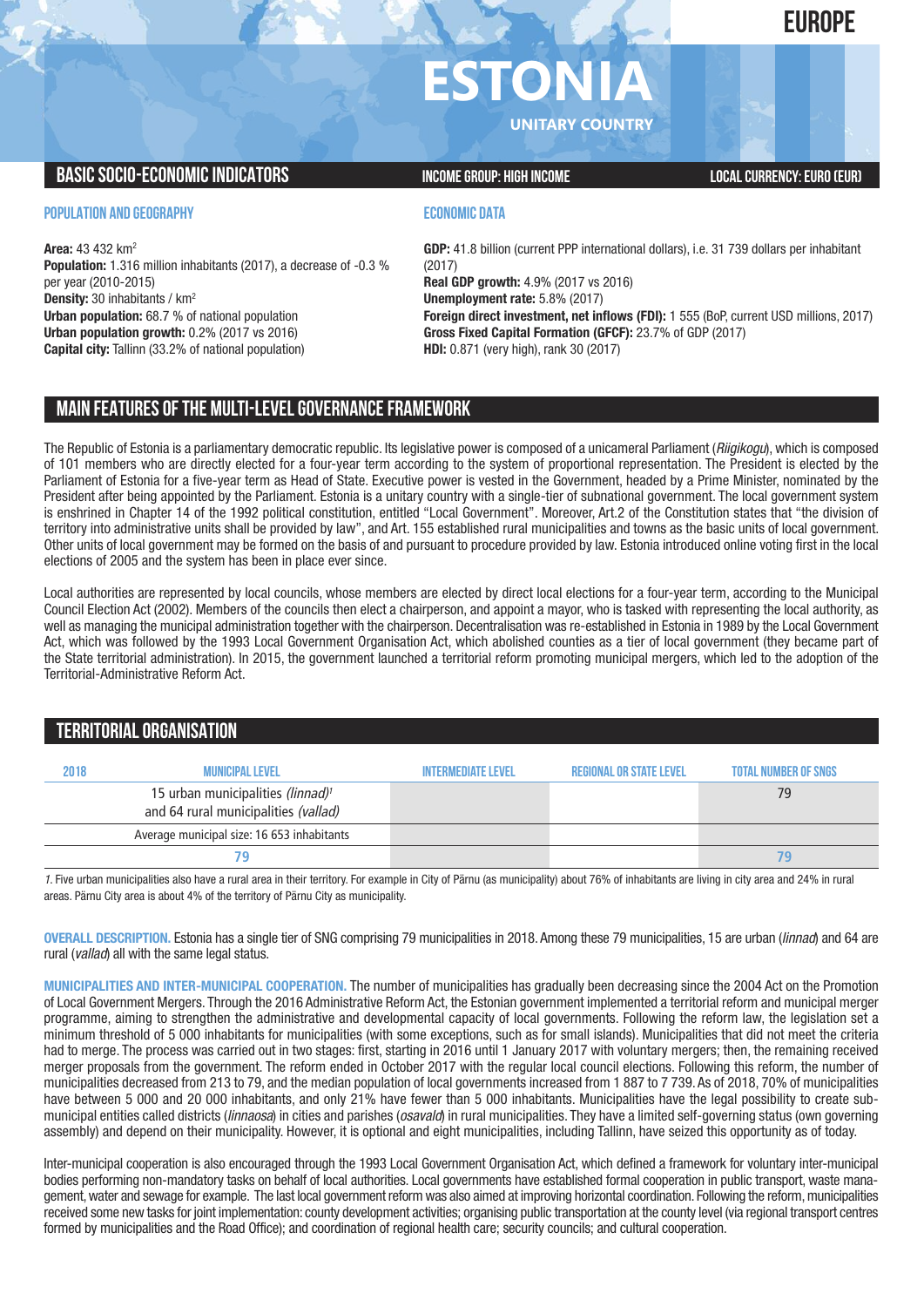# EUROPE

# ESTONIA

UNITARY COUNTRY

## BASIC SOCIO-ECONOMIC INDICATORS

INCOME GROUP: HIGH INCOME

LOCAL CURRENCY: EURO (EUR)

### POPULATION AND GEOGRAPHY

**Area:** 43 432 km²
**Population:** 1.316 million inhabitants (2017), a decrease of -0.3 % per year (2010-2015)
**Density:** 30 inhabitants / km²
**Urban population:** 68.7 % of national population
**Urban population growth:** 0.2% (2017 vs 2016)
**Capital city:** Tallinn (33.2% of national population)

### ECONOMIC DATA

**GDP:** 41.8 billion (current PPP international dollars), i.e. 31 739 dollars per inhabitant (2017)
**Real GDP growth:** 4.9% (2017 vs 2016)
**Unemployment rate:** 5.8% (2017)
**Foreign direct investment, net inflows (FDI):** 1 555 (BoP, current USD millions, 2017)
**Gross Fixed Capital Formation (GFCF):** 23.7% of GDP (2017)
**HDI:** 0.871 (very high), rank 30 (2017)

## MAIN FEATURES OF THE MULTI-LEVEL GOVERNANCE FRAMEWORK

The Republic of Estonia is a parliamentary democratic republic. Its legislative power is composed of a unicameral Parliament (*Riigikogu*), which is composed of 101 members who are directly elected for a four-year term according to the system of proportional representation. The President is elected by the Parliament of Estonia for a five-year term as Head of State. Executive power is vested in the Government, headed by a Prime Minister, nominated by the President after being appointed by the Parliament. Estonia is a unitary country with a single-tier of subnational government. The local government system is enshrined in Chapter 14 of the 1992 political constitution, entitled "Local Government". Moreover, Art.2 of the Constitution states that "the division of territory into administrative units shall be provided by law", and Art. 155 established rural municipalities and towns as the basic units of local government. Other units of local government may be formed on the basis of and pursuant to procedure provided by law. Estonia introduced online voting first in the local elections of 2005 and the system has been in place ever since.

Local authorities are represented by local councils, whose members are elected by direct local elections for a four-year term, according to the Municipal Council Election Act (2002). Members of the councils then elect a chairperson, and appoint a mayor, who is tasked with representing the local authority, as well as managing the municipal administration together with the chairperson. Decentralisation was re-established in Estonia in 1989 by the Local Government Act, which was followed by the 1993 Local Government Organisation Act, which abolished counties as a tier of local government (they became part of the State territorial administration). In 2015, the government launched a territorial reform promoting municipal mergers, which led to the adoption of the Territorial-Administrative Reform Act.

## TERRITORIAL ORGANISATION

| 2018 | MUNICIPAL LEVEL | INTERMEDIATE LEVEL | REGIONAL OR STATE LEVEL | TOTAL NUMBER OF SNGS |
|---|---|---|---|---|
| | 15 urban municipalities *(linnad)*[1] and 64 rural municipalities *(vallad)* | | | 79 |
| | Average municipal size: 16 653 inhabitants | | | |
| | 79 | | | 79 |

1. Five urban municipalities also have a rural area in their territory. For example in City of Pärnu (as municipality) about 76% of inhabitants are living in city area and 24% in rural areas. Pärnu City area is about 4% of the territory of Pärnu City as municipality.

**OVERALL DESCRIPTION.** Estonia has a single tier of SNG comprising 79 municipalities in 2018. Among these 79 municipalities, 15 are urban (*linnad*) and 64 are rural (*vallad*) all with the same legal status.

**MUNICIPALITIES AND INTER-MUNICIPAL COOPERATION.** The number of municipalities has gradually been decreasing since the 2004 Act on the Promotion of Local Government Mergers. Through the 2016 Administrative Reform Act, the Estonian government implemented a territorial reform and municipal merger programme, aiming to strengthen the administrative and developmental capacity of local governments. Following the reform law, the legislation set a minimum threshold of 5 000 inhabitants for municipalities (with some exceptions, such as for small islands). Municipalities that did not meet the criteria had to merge. The process was carried out in two stages: first, starting in 2016 until 1 January 2017 with voluntary mergers; then, the remaining received merger proposals from the government. The reform ended in October 2017 with the regular local council elections. Following this reform, the number of municipalities decreased from 213 to 79, and the median population of local governments increased from 1 887 to 7 739. As of 2018, 70% of municipalities have between 5 000 and 20 000 inhabitants, and only 21% have fewer than 5 000 inhabitants. Municipalities have the legal possibility to create sub-municipal entities called districts (*linnaosa*) in cities and parishes (*osavald*) in rural municipalities. They have a limited self-governing status (own governing assembly) and depend on their municipality. However, it is optional and eight municipalities, including Tallinn, have seized this opportunity as of today.

Inter-municipal cooperation is also encouraged through the 1993 Local Government Organisation Act, which defined a framework for voluntary inter-municipal bodies performing non-mandatory tasks on behalf of local authorities. Local governments have established formal cooperation in public transport, waste management, water and sewage for example. The last local government reform was also aimed at improving horizontal coordination. Following the reform, municipalities received some new tasks for joint implementation: county development activities; organising public transportation at the county level (via regional transport centres formed by municipalities and the Road Office); and coordination of regional health care; security councils; and cultural cooperation.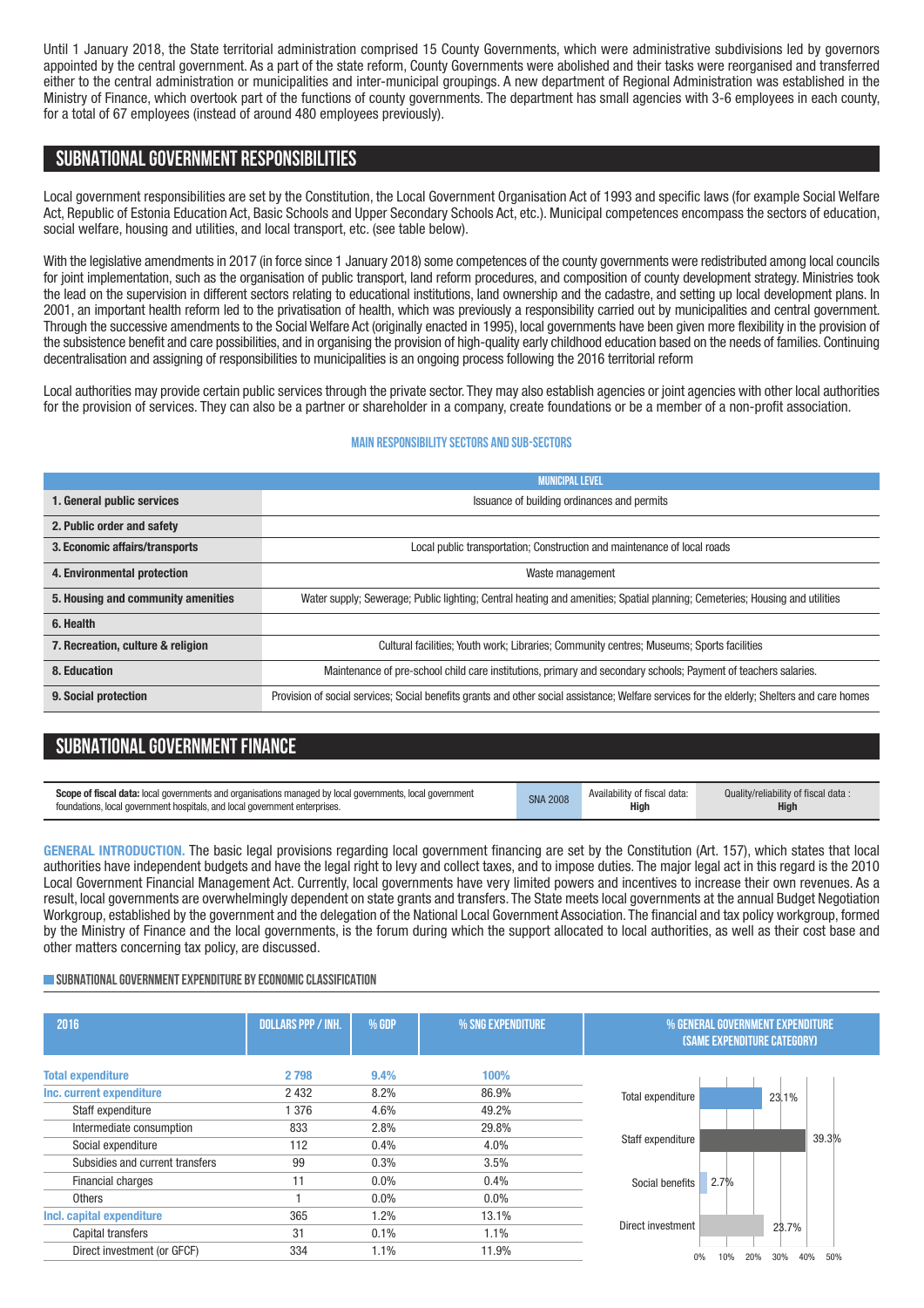Until 1 January 2018, the State territorial administration comprised 15 County Governments, which were administrative subdivisions led by governors appointed by the central government. As a part of the state reform, County Governments were abolished and their tasks were reorganised and transferred either to the central administration or municipalities and inter-municipal groupings. A new department of Regional Administration was established in the Ministry of Finance, which overtook part of the functions of county governments. The department has small agencies with 3-6 employees in each county, for a total of 67 employees (instead of around 480 employees previously).

## SUBNATIONAL GOVERNMENT RESPONSIBILITIES

Local government responsibilities are set by the Constitution, the Local Government Organisation Act of 1993 and specific laws (for example Social Welfare Act, Republic of Estonia Education Act, Basic Schools and Upper Secondary Schools Act, etc.). Municipal competences encompass the sectors of education, social welfare, housing and utilities, and local transport, etc. (see table below).

With the legislative amendments in 2017 (in force since 1 January 2018) some competences of the county governments were redistributed among local councils for joint implementation, such as the organisation of public transport, land reform procedures, and composition of county development strategy. Ministries took the lead on the supervision in different sectors relating to educational institutions, land ownership and the cadastre, and setting up local development plans. In 2001, an important health reform led to the privatisation of health, which was previously a responsibility carried out by municipalities and central government. Through the successive amendments to the Social Welfare Act (originally enacted in 1995), local governments have been given more flexibility in the provision of the subsistence benefit and care possibilities, and in organising the provision of high-quality early childhood education based on the needs of families. Continuing decentralisation and assigning of responsibilities to municipalities is an ongoing process following the 2016 territorial reform

Local authorities may provide certain public services through the private sector. They may also establish agencies or joint agencies with other local authorities for the provision of services. They can also be a partner or shareholder in a company, create foundations or be a member of a non-profit association.

### MAIN RESPONSIBILITY SECTORS AND SUB-SECTORS

| | MUNICIPAL LEVEL |
|---|---|
| **1. General public services** | Issuance of building ordinances and permits |
| **2. Public order and safety** | |
| **3. Economic affairs/transports** | Local public transportation; Construction and maintenance of local roads |
| **4. Environmental protection** | Waste management |
| **5. Housing and community amenities** | Water supply; Sewerage; Public lighting; Central heating and amenities; Spatial planning; Cemeteries; Housing and utilities |
| **6. Health** | |
| **7. Recreation, culture & religion** | Cultural facilities; Youth work; Libraries; Community centres; Museums; Sports facilities |
| **8. Education** | Maintenance of pre-school child care institutions, primary and secondary schools; Payment of teachers salaries. |
| **9. Social protection** | Provision of social services; Social benefits grants and other social assistance; Welfare services for the elderly; Shelters and care homes |

## SUBNATIONAL GOVERNMENT FINANCE

| **Scope of fiscal data:** local governments and organisations managed by local governments, local government foundations, local government hospitals, and local government enterprises. | SNA 2008 | Availability of fiscal data: **High** | Quality/reliability of fiscal data : **High** |
|---|---|---|---|

**GENERAL INTRODUCTION.** The basic legal provisions regarding local government financing are set by the Constitution (Art. 157), which states that local authorities have independent budgets and have the legal right to levy and collect taxes, and to impose duties. The major legal act in this regard is the 2010 Local Government Financial Management Act. Currently, local governments have very limited powers and incentives to increase their own revenues. As a result, local governments are overwhelmingly dependent on state grants and transfers. The State meets local governments at the annual Budget Negotiation Workgroup, established by the government and the delegation of the National Local Government Association. The financial and tax policy workgroup, formed by the Ministry of Finance and the local governments, is the forum during which the support allocated to local authorities, as well as their cost base and other matters concerning tax policy, are discussed.

### SUBNATIONAL GOVERNMENT EXPENDITURE BY ECONOMIC CLASSIFICATION

| 2016 | DOLLARS PPP / INH. | % GDP | % SNG EXPENDITURE |
|---|---|---|---|
| **Total expenditure** | **2 798** | **9.4%** | **100%** |
| **Inc. current expenditure** | 2 432 | 8.2% | 86.9% |
| Staff expenditure | 1 376 | 4.6% | 49.2% |
| Intermediate consumption | 833 | 2.8% | 29.8% |
| Social expenditure | 112 | 0.4% | 4.0% |
| Subsidies and current transfers | 99 | 0.3% | 3.5% |
| Financial charges | 11 | 0.0% | 0.4% |
| Others | 1 | 0.0% | 0.0% |
| **Incl. capital expenditure** | 365 | 1.2% | 13.1% |
| Capital transfers | 31 | 0.1% | 1.1% |
| Direct investment (or GFCF) | 334 | 1.1% | 11.9% |

**% GENERAL GOVERNMENT EXPENDITURE (SAME EXPENDITURE CATEGORY)**

| Category | % |
|---|---|
| Total expenditure | 23.1% |
| Staff expenditure | 39.3% |
| Social benefits | 2.7% |
| Direct investment | 23.7% |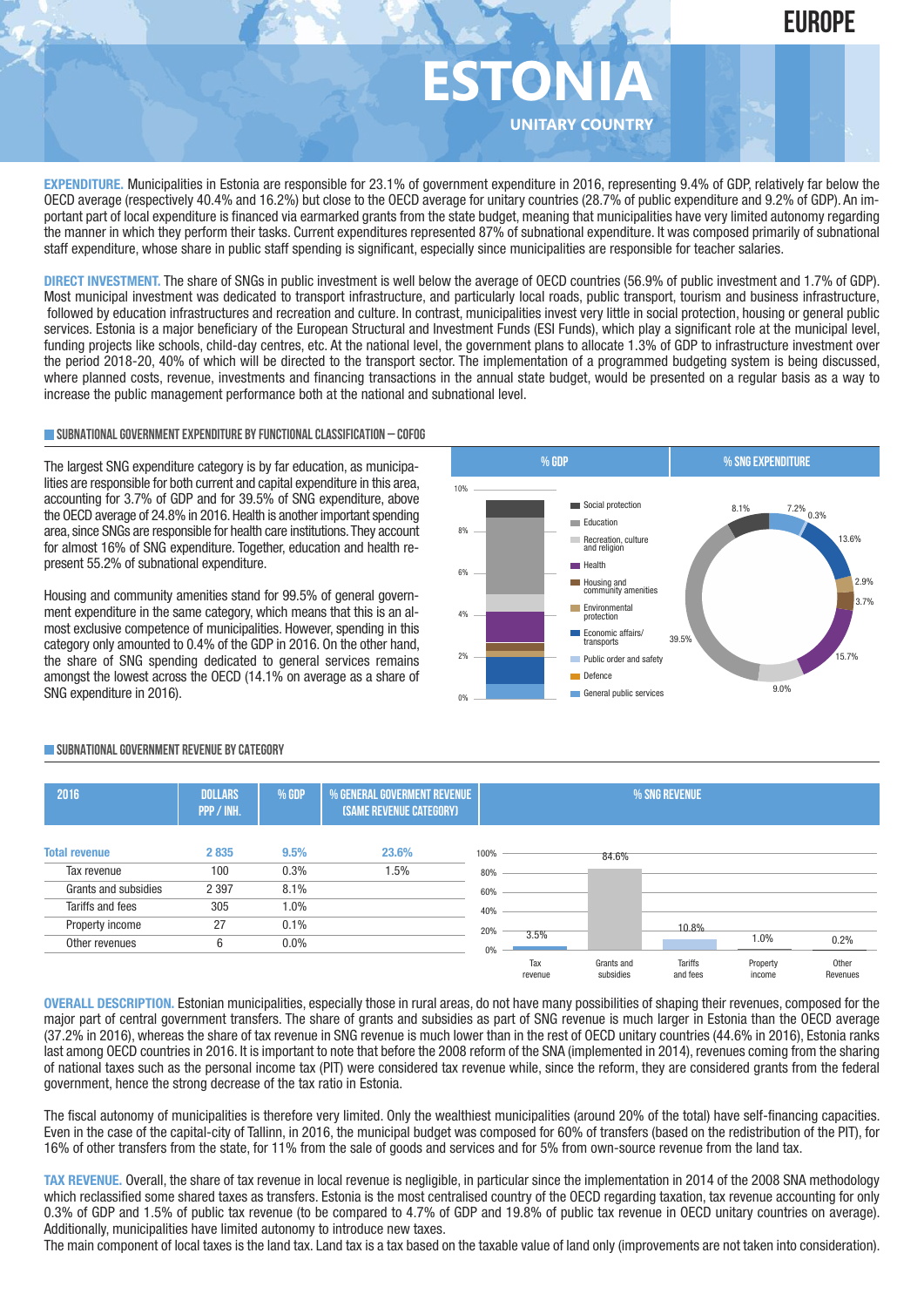EUROPE

# ESTONIA

UNITARY COUNTRY

**EXPENDITURE.** Municipalities in Estonia are responsible for 23.1% of government expenditure in 2016, representing 9.4% of GDP, relatively far below the OECD average (respectively 40.4% and 16.2%) but close to the OECD average for unitary countries (28.7% of public expenditure and 9.2% of GDP). An important part of local expenditure is financed via earmarked grants from the state budget, meaning that municipalities have very limited autonomy regarding the manner in which they perform their tasks. Current expenditures represented 87% of subnational expenditure. It was composed primarily of subnational staff expenditure, whose share in public staff spending is significant, especially since municipalities are responsible for teacher salaries.

**DIRECT INVESTMENT.** The share of SNGs in public investment is well below the average of OECD countries (56.9% of public investment and 1.7% of GDP). Most municipal investment was dedicated to transport infrastructure, and particularly local roads, public transport, tourism and business infrastructure, followed by education infrastructures and recreation and culture. In contrast, municipalities invest very little in social protection, housing or general public services. Estonia is a major beneficiary of the European Structural and Investment Funds (ESI Funds), which play a significant role at the municipal level, funding projects like schools, child-day centres, etc. At the national level, the government plans to allocate 1.3% of GDP to infrastructure investment over the period 2018-20, 40% of which will be directed to the transport sector. The implementation of a programmed budgeting system is being discussed, where planned costs, revenue, investments and financing transactions in the annual state budget, would be presented on a regular basis as a way to increase the public management performance both at the national and subnational level.

## SUBNATIONAL GOVERNMENT EXPENDITURE BY FUNCTIONAL CLASSIFICATION – COFOG

The largest SNG expenditure category is by far education, as municipalities are responsible for both current and capital expenditure in this area, accounting for 3.7% of GDP and for 39.5% of SNG expenditure, above the OECD average of 24.8% in 2016. Health is another important spending area, since SNGs are responsible for health care institutions. They account for almost 16% of SNG expenditure. Together, education and health represent 55.2% of subnational expenditure.

Housing and community amenities stand for 99.5% of general government expenditure in the same category, which means that this is an almost exclusive competence of municipalities. However, spending in this category only amounted to 0.4% of the GDP in 2016. On the other hand, the share of SNG spending dedicated to general services remains amongst the lowest across the OECD (14.1% on average as a share of SNG expenditure in 2016).

% GDP | % SNG EXPENDITURE

Legend: Social protection; Education; Recreation, culture and religion; Health; Housing and community amenities; Environmental protection; Economic affairs/transports; Public order and safety; Defence; General public services

% SNG expenditure: Social protection 8.1%; Education 39.5%; Recreation, culture and religion 9.0%; Health 15.7%; Housing and community amenities 3.7%; Environmental protection 2.9%; Economic affairs/transports 13.6%; Public order and safety 0.3%; General public services 7.2%

## SUBNATIONAL GOVERNMENT REVENUE BY CATEGORY

| 2016 | DOLLARS PPP / INH. | % GDP | % GENERAL GOVERMENT REVENUE (SAME REVENUE CATEGORY) | % SNG REVENUE |
|---|---|---|---|---|
| **Total revenue** | **2 835** | **9.5%** | **23.6%** | |
| Tax revenue | 100 | 0.3% | 1.5% | 3.5% |
| Grants and subsidies | 2 397 | 8.1% | | 84.6% |
| Tariffs and fees | 305 | 1.0% | | 10.8% |
| Property income | 27 | 0.1% | | 1.0% |
| Other revenues | 6 | 0.0% | | 0.2% |

**OVERALL DESCRIPTION.** Estonian municipalities, especially those in rural areas, do not have many possibilities of shaping their revenues, composed for the major part of central government transfers. The share of grants and subsidies as part of SNG revenue is much larger in Estonia than the OECD average (37.2% in 2016), whereas the share of tax revenue in SNG revenue is much lower than in the rest of OECD unitary countries (44.6% in 2016), Estonia ranks last among OECD countries in 2016. It is important to note that before the 2008 reform of the SNA (implemented in 2014), revenues coming from the sharing of national taxes such as the personal income tax (PIT) were considered tax revenue while, since the reform, they are considered grants from the federal government, hence the strong decrease of the tax ratio in Estonia.

The fiscal autonomy of municipalities is therefore very limited. Only the wealthiest municipalities (around 20% of the total) have self-financing capacities. Even in the case of the capital-city of Tallinn, in 2016, the municipal budget was composed for 60% of transfers (based on the redistribution of the PIT), for 16% of other transfers from the state, for 11% from the sale of goods and services and for 5% from own-source revenue from the land tax.

**TAX REVENUE.** Overall, the share of tax revenue in local revenue is negligible, in particular since the implementation in 2014 of the 2008 SNA methodology which reclassified some shared taxes as transfers. Estonia is the most centralised country of the OECD regarding taxation, tax revenue accounting for only 0.3% of GDP and 1.5% of public tax revenue (to be compared to 4.7% of GDP and 19.8% of public tax revenue in OECD unitary countries on average). Additionally, municipalities have limited autonomy to introduce new taxes.

The main component of local taxes is the land tax. Land tax is a tax based on the taxable value of land only (improvements are not taken into consideration).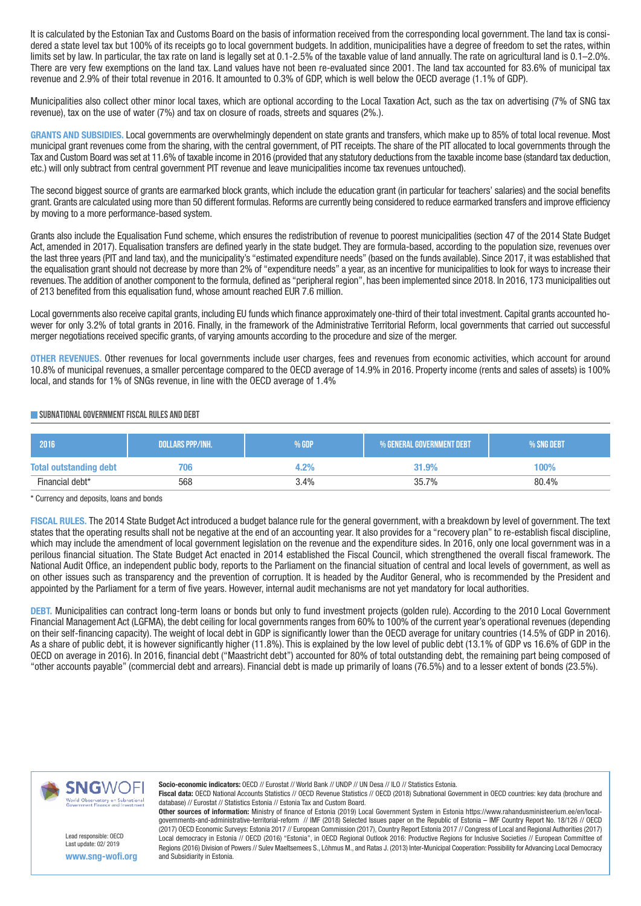It is calculated by the Estonian Tax and Customs Board on the basis of information received from the corresponding local government. The land tax is considered a state level tax but 100% of its receipts go to local government budgets. In addition, municipalities have a degree of freedom to set the rates, within limits set by law. In particular, the tax rate on land is legally set at 0.1-2.5% of the taxable value of land annually. The rate on agricultural land is 0.1–2.0%. There are very few exemptions on the land tax. Land values have not been re-evaluated since 2001. The land tax accounted for 83.6% of municipal tax revenue and 2.9% of their total revenue in 2016. It amounted to 0.3% of GDP, which is well below the OECD average (1.1% of GDP).

Municipalities also collect other minor local taxes, which are optional according to the Local Taxation Act, such as the tax on advertising (7% of SNG tax revenue), tax on the use of water (7%) and tax on closure of roads, streets and squares (2%.).

**GRANTS AND SUBSIDIES.** Local governments are overwhelmingly dependent on state grants and transfers, which make up to 85% of total local revenue. Most municipal grant revenues come from the sharing, with the central government, of PIT receipts. The share of the PIT allocated to local governments through the Tax and Custom Board was set at 11.6% of taxable income in 2016 (provided that any statutory deductions from the taxable income base (standard tax deduction, etc.) will only subtract from central government PIT revenue and leave municipalities income tax revenues untouched).

The second biggest source of grants are earmarked block grants, which include the education grant (in particular for teachers' salaries) and the social benefits grant. Grants are calculated using more than 50 different formulas. Reforms are currently being considered to reduce earmarked transfers and improve efficiency by moving to a more performance-based system.

Grants also include the Equalisation Fund scheme, which ensures the redistribution of revenue to poorest municipalities (section 47 of the 2014 State Budget Act, amended in 2017). Equalisation transfers are defined yearly in the state budget. They are formula-based, according to the population size, revenues over the last three years (PIT and land tax), and the municipality's "estimated expenditure needs" (based on the funds available). Since 2017, it was established that the equalisation grant should not decrease by more than 2% of "expenditure needs" a year, as an incentive for municipalities to look for ways to increase their revenues. The addition of another component to the formula, defined as "peripheral region", has been implemented since 2018. In 2016, 173 municipalities out of 213 benefited from this equalisation fund, whose amount reached EUR 7.6 million.

Local governments also receive capital grants, including EU funds which finance approximately one-third of their total investment. Capital grants accounted however for only 3.2% of total grants in 2016. Finally, in the framework of the Administrative Territorial Reform, local governments that carried out successful merger negotiations received specific grants, of varying amounts according to the procedure and size of the merger.

**OTHER REVENUES.** Other revenues for local governments include user charges, fees and revenues from economic activities, which account for around 10.8% of municipal revenues, a smaller percentage compared to the OECD average of 14.9% in 2016. Property income (rents and sales of assets) is 100% local, and stands for 1% of SNGs revenue, in line with the OECD average of 1.4%

## SUBNATIONAL GOVERNMENT FISCAL RULES AND DEBT

| 2016 | DOLLARS PPP/INH. | % GDP | % GENERAL GOVERNMENT DEBT | % SNG DEBT |
|---|---|---|---|---|
| **Total outstanding debt** | **706** | **4.2%** | **31.9%** | **100%** |
| Financial debt* | 568 | 3.4% | 35.7% | 80.4% |

\* Currency and deposits, loans and bonds

**FISCAL RULES.** The 2014 State Budget Act introduced a budget balance rule for the general government, with a breakdown by level of government. The text states that the operating results shall not be negative at the end of an accounting year. It also provides for a "recovery plan" to re-establish fiscal discipline, which may include the amendment of local government legislation on the revenue and the expenditure sides. In 2016, only one local government was in a perilous financial situation. The State Budget Act enacted in 2014 established the Fiscal Council, which strengthened the overall fiscal framework. The National Audit Office, an independent public body, reports to the Parliament on the financial situation of central and local levels of government, as well as on other issues such as transparency and the prevention of corruption. It is headed by the Auditor General, who is recommended by the President and appointed by the Parliament for a term of five years. However, internal audit mechanisms are not yet mandatory for local authorities.

**DEBT.** Municipalities can contract long-term loans or bonds but only to fund investment projects (golden rule). According to the 2010 Local Government Financial Management Act (LGFMA), the debt ceiling for local governments ranges from 60% to 100% of the current year's operational revenues (depending on their self-financing capacity). The weight of local debt in GDP is significantly lower than the OECD average for unitary countries (14.5% of GDP in 2016). As a share of public debt, it is however significantly higher (11.8%). This is explained by the low level of public debt (13.1% of GDP vs 16.6% of GDP in the OECD on average in 2016). In 2016, financial debt ("Maastricht debt") accounted for 80% of total outstanding debt, the remaining part being composed of "other accounts payable" (commercial debt and arrears). Financial debt is made up primarily of loans (76.5%) and to a lesser extent of bonds (23.5%).

SNGWOFI
World Observatory on Subnational Government Finance and Investment

Lead responsible: OECD
Last update: 02/ 2019
www.sng-wofi.org

**Socio-economic indicators:** OECD // Eurostat // World Bank // UNDP // UN Desa // ILO // Statistics Estonia.
**Fiscal data:** OECD National Accounts Statistics // OECD Revenue Statistics // OECD (2018) Subnational Government in OECD countries: key data (brochure and database) // Eurostat // Statistics Estonia // Estonia Tax and Custom Board.
**Other sources of information:** Ministry of finance of Estonia (2019) Local Government System in Estonia https://www.rahandusministeerium.ee/en/local-governments-and-administrative-territorial-reform // IMF (2018) Selected Issues paper on the Republic of Estonia – IMF Country Report No. 18/126 // OECD (2017) OECD Economic Surveys: Estonia 2017 // European Commission (2017), Country Report Estonia 2017 // Congress of Local and Regional Authorities (2017) Local democracy in Estonia // OECD (2016) "Estonia", in OECD Regional Outlook 2016: Productive Regions for Inclusive Societies // European Committee of Regions (2016) Division of Powers // Sulev Maeltsemees S., Lõhmus M., and Ratas J. (2013) Inter-Municipal Cooperation: Possibility for Advancing Local Democracy and Subsidiarity in Estonia.